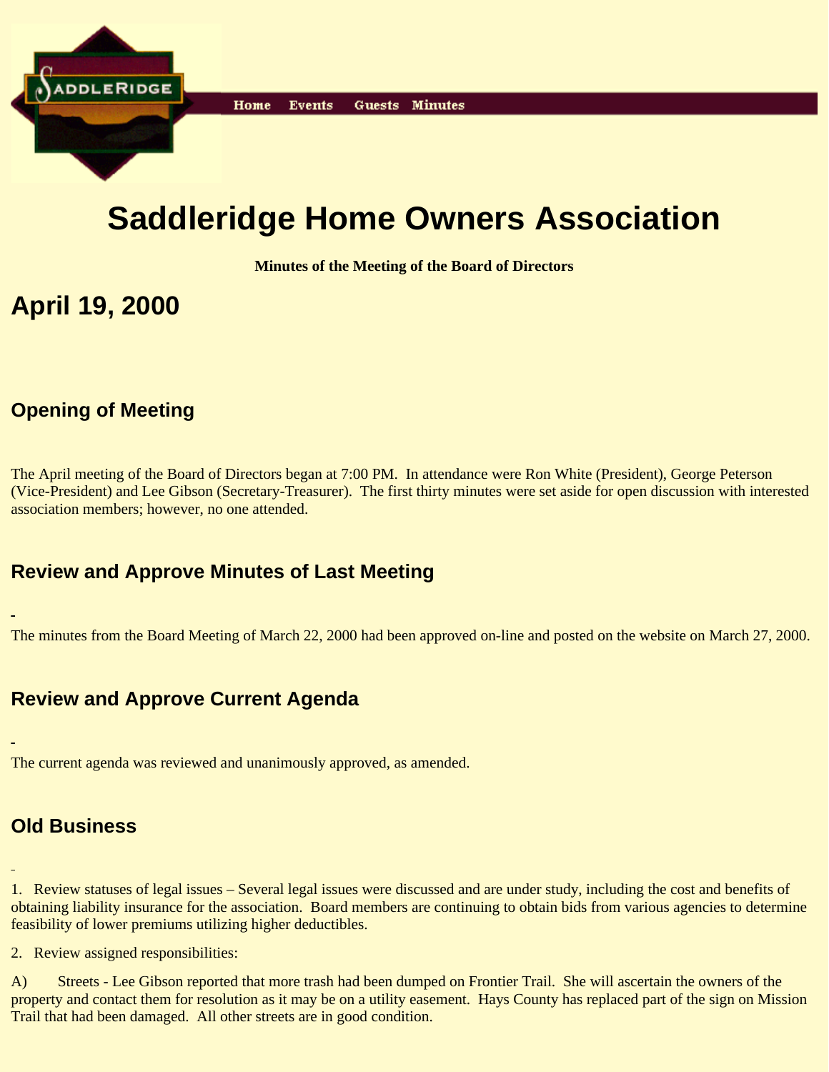Home Events Guests Minutes

# Saddleridge Home Owners Association

**Minutes of the Meeting of the Board of Directors**

# April 19, 2000

## Opening of Meeting

The April meeting of the Board of Directors began at 7:00 PM. In attendance were Ron White (President), George Peterson (Vice-President) and Lee Gibson (Secretary-Treasurer). The first thirty minutes were set aside for open discussion with interested association members; however, no one attended.

## Review and Approve Minutes of Last Meeting

The minutes from the Board Meeting of March 22, 2000 had been approved on-line and posted on the website on March 27, 2000.

## Review and Approve Current Agenda

The current agenda was reviewed and unanimously approved, as amended.

## Old Business

1. Review statuses of legal issues – Several legal issues were discussed and are under study, including the cost and benefits of obtaining liability insurance for the association. Board members are continuing to obtain bids from various agencies to determine feasibility of lower premiums utilizing higher deductibles.

2. Review assigned responsibilities:

A) Streets - Lee Gibson reported that more trash had been dumped on Frontier Trail. She will ascertain the owners of the property and contact them for resolution as it may be on a utility easement. Hays County has replaced part of the sign on Mission Trail that had been damaged. All other streets are in good condition.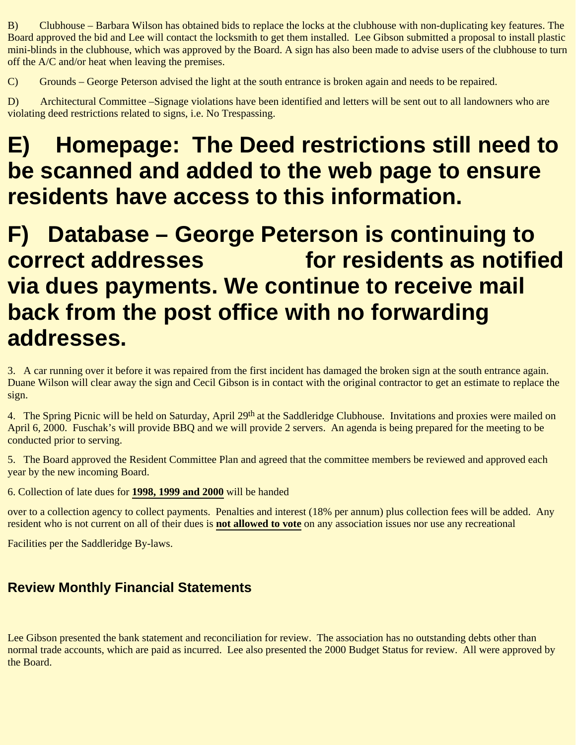B) Clubhouse – Barbara Wilson has obtained bids to replace the locks at the clubhouse with non-duplicating key features. The Board approved the bid and Lee will contact the locksmith to get them installed. Lee Gibson submitted a proposal to install plastic mini-blinds in the clubhouse, which was approved by the Board. A sign has also been made to advise users of the clubhouse to turn off the A/C and/or heat when leaving the premises.

C) Grounds – George Peterson advised the light at the south entrance is broken again and needs to be repaired.

D) Architectural Committee –Signage violations have been identified and letters will be sent out to all landowners who are violating deed restrictions related to signs, i.e. No Trespassing.

# E) Homepage: The Deed restrictions still need to be scanned and added to the web page to ensure residents have access to this information.

# F) Database – George Peterson is continuing to correct addresses for residents as notified via dues payments. We continue to receive mail back from the post office with no forwarding addresses.

3. A car running over it before it was repaired from the first incident has damaged the broken sign at the south entrance again. Duane Wilson will clear away the sign and Cecil Gibson is in contact with the original contractor to get an estimate to replace the sign.

4. The Spring Picnic will be held on Saturday, April 29th at the Saddleridge Clubhouse. Invitations and proxies were mailed on April 6, 2000. Fuschak's will provide BBQ and we will provide 2 servers. An agenda is being prepared for the meeting to be conducted prior to serving.

5. The Board approved the Resident Committee Plan and agreed that the committee members be reviewed and approved each year by the new incoming Board.

6. Collection of late dues for **1998, 1999 and 2000** will be handed

over to a collection agency to collect payments. Penalties and interest (18% per annum) plus collection fees will be added. Any resident who is not current on all of their dues is **not allowed to vote** on any association issues nor use any recreational

Facilities per the Saddleridge By-laws.

## Review Monthly Financial Statements

Lee Gibson presented the bank statement and reconciliation for review. The association has no outstanding debts other than normal trade accounts, which are paid as incurred. Lee also presented the 2000 Budget Status for review. All were approved by the Board.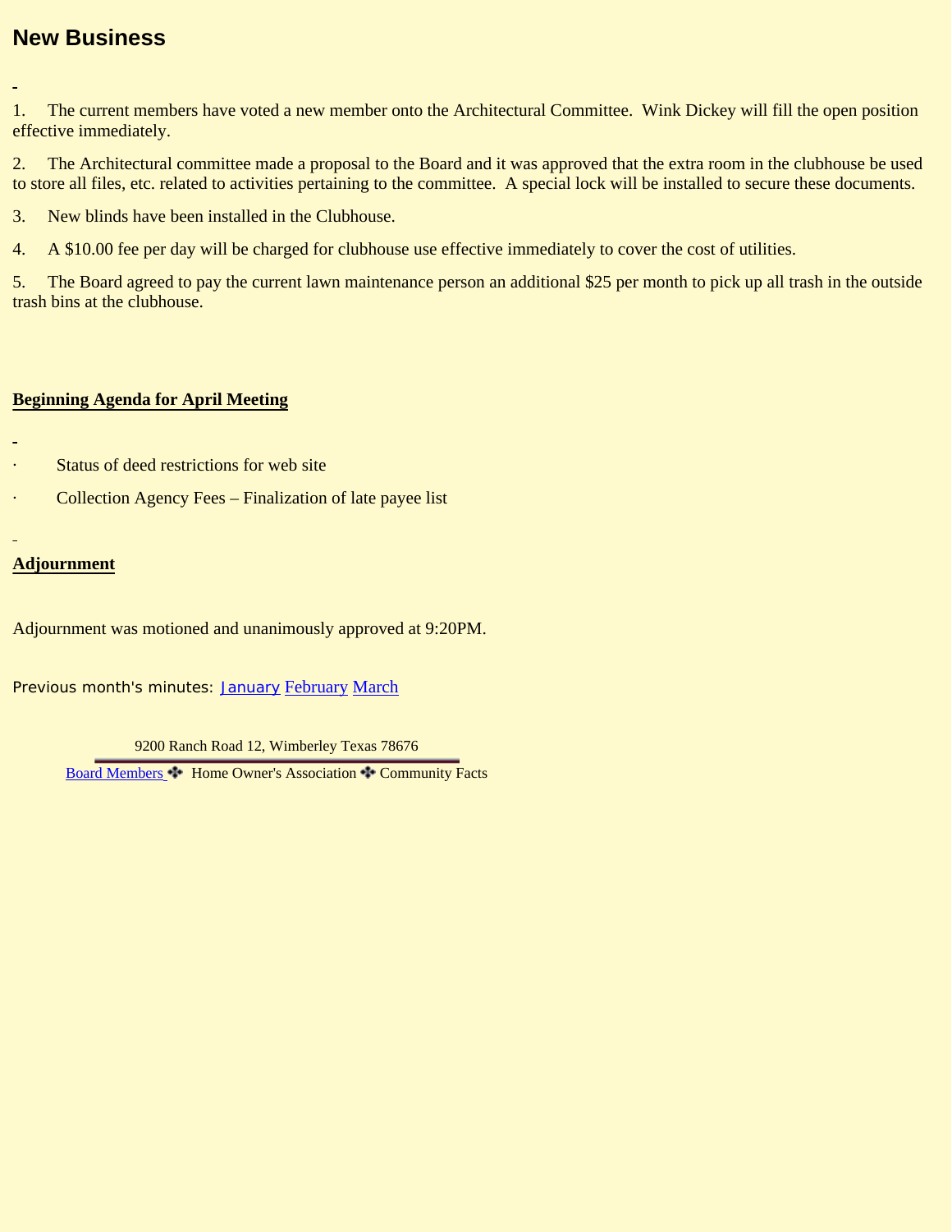## New Business

1. The current members have voted a new member onto the Architectural Committee. Wink Dickey will fill the open position effective immediately.

2. The Architectural committee made a proposal to the Board and it was approved that the extra room in the clubhouse be used to store all files, etc. related to activities pertaining to the committee. A special lock will be installed to secure these documents.

3. New blinds have been installed in the Clubhouse.

4. A $10.00 fee per day will be charged for clubhouse use effective immediately to cover the cost of utilities.

5. The Board agreed to pay the current lawn maintenance person an additional $25 per month to pick up all trash in the outside trash bins at the clubhouse.

**Beginning Agenda for April Meeting**

- Status of deed restrictions for web site
- Collection Agency Fees – Finalization of late payee list

**Adjournment**

Adjournment was motioned and unanimously approved at 9:20PM.

Previous month's minutes: January February March

9200 Ranch Road 12, Wimberley Texas 78676

Board Members ✤ Home Owner's Association ✤ Community Facts